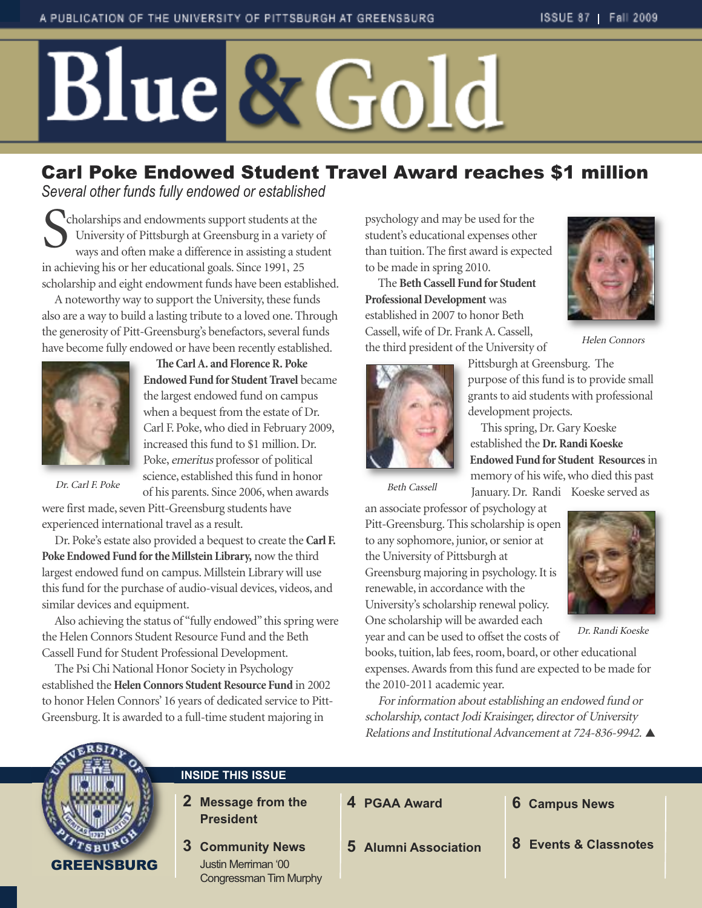# Blue & Gold

## Carl Poke Endowed Student Travel Award reaches $1 million

*Several other funds fully endowed or established*

Scholarships and endowments support students at the University of Pittsburgh at Greensburg in a variety of ways and often make a difference in assisting a student in achieving his or her educational goals. Since 1991, 25 scholarship and eight endowment funds have been established.

A noteworthy way to support the University, these funds also are a way to build a lasting tribute to a loved one. Through the generosity of Pitt-Greensburg's benefactors, several funds have become fully endowed or have been recently established.

*Dr. Carl F. Poke*

**The Carl A. and Florence R. Poke Endowed Fund for Student Travel** became the largest endowed fund on campus when a bequest from the estate of Dr. Carl F. Poke, who died in February 2009, increased this fund to $1 million. Dr. Poke, *emeritus* professor of political science, established this fund in honor of his parents. Since 2006, when awards were first made, seven Pitt-Greensburg students have experienced international travel as a result.

Dr. Poke's estate also provided a bequest to create the **Carl F. Poke Endowed Fund for the Millstein Library,** now the third largest endowed fund on campus. Millstein Library will use this fund for the purchase of audio-visual devices, videos, and similar devices and equipment.

Also achieving the status of "fully endowed" this spring were the Helen Connors Student Resource Fund and the Beth Cassell Fund for Student Professional Development.

The Psi Chi National Honor Society in Psychology established the **Helen Connors Student Resource Fund** in 2002 to honor Helen Connors' 16 years of dedicated service to Pitt-Greensburg. It is awarded to a full-time student majoring in psychology and may be used for the student's educational expenses other than tuition. The first award is expected to be made in spring 2010.

*Helen Connors*

The **Beth Cassell Fund for Student Professional Development** was established in 2007 to honor Beth Cassell, wife of Dr. Frank A. Cassell, the third president of the University of Pittsburgh at Greensburg. The purpose of this fund is to provide small grants to aid students with professional development projects.

*Beth Cassell*

This spring, Dr. Gary Koeske established the **Dr. Randi Koeske Endowed Fund for Student Resources** in memory of his wife, who died this past January. Dr. Randi Koeske served as an associate professor of psychology at Pitt-Greensburg. This scholarship is open to any sophomore, junior, or senior at the University of Pittsburgh at Greensburg majoring in psychology. It is renewable, in accordance with the University's scholarship renewal policy. One scholarship will be awarded each year and can be used to offset the costs of books, tuition, lab fees, room, board, or other educational expenses. Awards from this fund are expected to be made for the 2010-2011 academic year.

*Dr. Randi Koeske*

*For information about establishing an endowed fund or scholarship, contact Jodi Kraisinger, director of University Relations and Institutional Advancement at 724-836-9942.* ▲

GREENSBURG

### INSIDE THIS ISSUE

- **2** Message from the President
- **3** Community News
  - Justin Merriman '00
  - Congressman Tim Murphy
- **4** PGAA Award
- **5** Alumni Association
- **6** Campus News
- **8** Events & Classnotes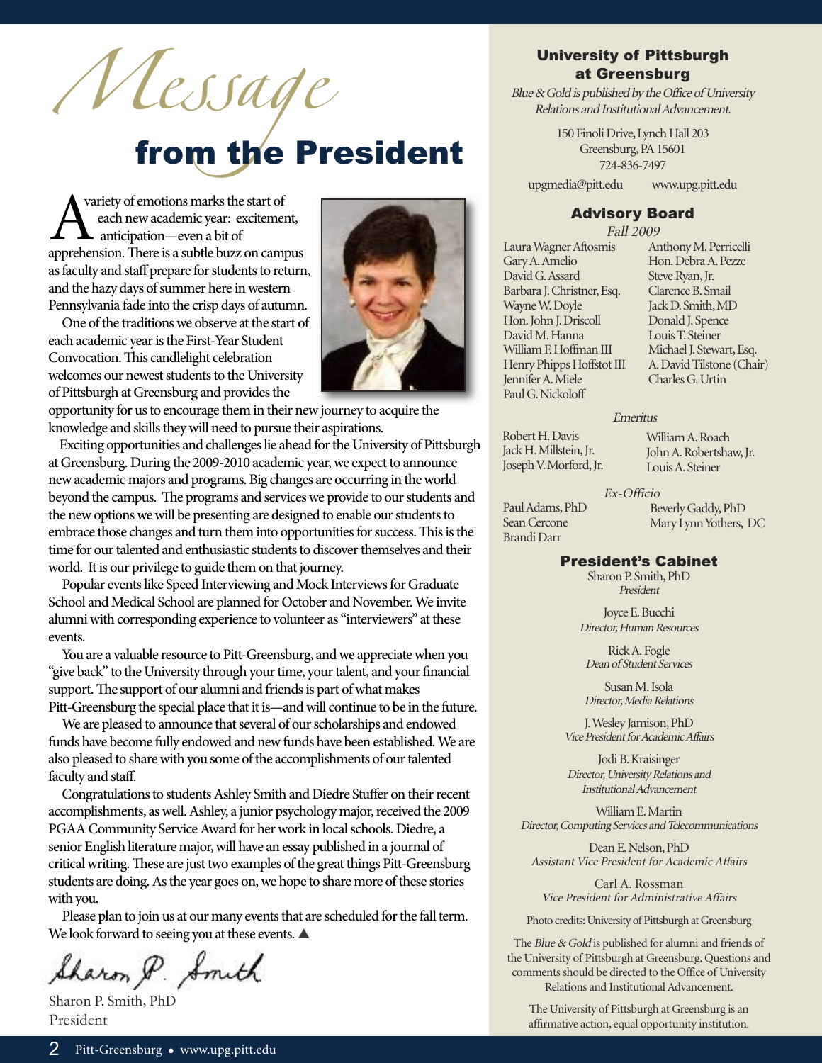# *Message* from the President

A variety of emotions marks the start of each new academic year: excitement, anticipation—even a bit of apprehension. There is a subtle buzz on campus as faculty and staff prepare for students to return, and the hazy days of summer here in western Pennsylvania fade into the crisp days of autumn.

One of the traditions we observe at the start of each academic year is the First-Year Student Convocation. This candlelight celebration welcomes our newest students to the University of Pittsburgh at Greensburg and provides the opportunity for us to encourage them in their new journey to acquire the knowledge and skills they will need to pursue their aspirations.

Exciting opportunities and challenges lie ahead for the University of Pittsburgh at Greensburg. During the 2009-2010 academic year, we expect to announce new academic majors and programs. Big changes are occurring in the world beyond the campus. The programs and services we provide to our students and the new options we will be presenting are designed to enable our students to embrace those changes and turn them into opportunities for success. This is the time for our talented and enthusiastic students to discover themselves and their world. It is our privilege to guide them on that journey.

Popular events like Speed Interviewing and Mock Interviews for Graduate School and Medical School are planned for October and November. We invite alumni with corresponding experience to volunteer as "interviewers" at these events.

You are a valuable resource to Pitt-Greensburg, and we appreciate when you "give back" to the University through your time, your talent, and your financial support. The support of our alumni and friends is part of what makes Pitt-Greensburg the special place that it is—and will continue to be in the future.

We are pleased to announce that several of our scholarships and endowed funds have become fully endowed and new funds have been established. We are also pleased to share with you some of the accomplishments of our talented faculty and staff.

Congratulations to students Ashley Smith and Diedre Stuffer on their recent accomplishments, as well. Ashley, a junior psychology major, received the 2009 PGAA Community Service Award for her work in local schools. Diedre, a senior English literature major, will have an essay published in a journal of critical writing. These are just two examples of the great things Pitt-Greensburg students are doing. As the year goes on, we hope to share more of these stories with you.

Please plan to join us at our many events that are scheduled for the fall term. We look forward to seeing you at these events. ▲

*Sharon P. Smith*

Sharon P. Smith, PhD
President

---

## University of Pittsburgh at Greensburg

*Blue & Gold is published by the Office of University Relations and Institutional Advancement.*

150 Finoli Drive, Lynch Hall 203
Greensburg, PA 15601
724-836-7497
upgmedia@pitt.edu www.upg.pitt.edu

## Advisory Board

*Fall 2009*

Laura Wagner Aftosmis
Gary A. Amelio
David G. Assard
Barbara J. Christner, Esq.
Wayne W. Doyle
Hon. John J. Driscoll
David M. Hanna
William F. Hoffman III
Henry Phipps Hoffstot III
Jennifer A. Miele
Paul G. Nickoloff
Anthony M. Perricelli
Hon. Debra A. Pezze
Steve Ryan, Jr.
Clarence B. Smail
Jack D. Smith, MD
Donald J. Spence
Louis T. Steiner
Michael J. Stewart, Esq.
A. David Tilstone (Chair)
Charles G. Urtin

*Emeritus*

Robert H. Davis
Jack H. Millstein, Jr.
Joseph V. Morford, Jr.
William A. Roach
John A. Robertshaw, Jr.
Louis A. Steiner

*Ex-Officio*

Paul Adams, PhD
Sean Cercone
Brandi Darr
Beverly Gaddy, PhD
Mary Lynn Yothers, DC

## President's Cabinet

Sharon P. Smith, PhD
*President*

Joyce E. Bucchi
*Director, Human Resources*

Rick A. Fogle
*Dean of Student Services*

Susan M. Isola
*Director, Media Relations*

J. Wesley Jamison, PhD
*Vice President for Academic Affairs*

Jodi B. Kraisinger
*Director, University Relations and Institutional Advancement*

William E. Martin
*Director, Computing Services and Telecommunications*

Dean E. Nelson, PhD
*Assistant Vice President for Academic Affairs*

Carl A. Rossman
*Vice President for Administrative Affairs*

Photo credits: University of Pittsburgh at Greensburg

The *Blue & Gold* is published for alumni and friends of the University of Pittsburgh at Greensburg. Questions and comments should be directed to the Office of University Relations and Institutional Advancement.

The University of Pittsburgh at Greensburg is an affirmative action, equal opportunity institution.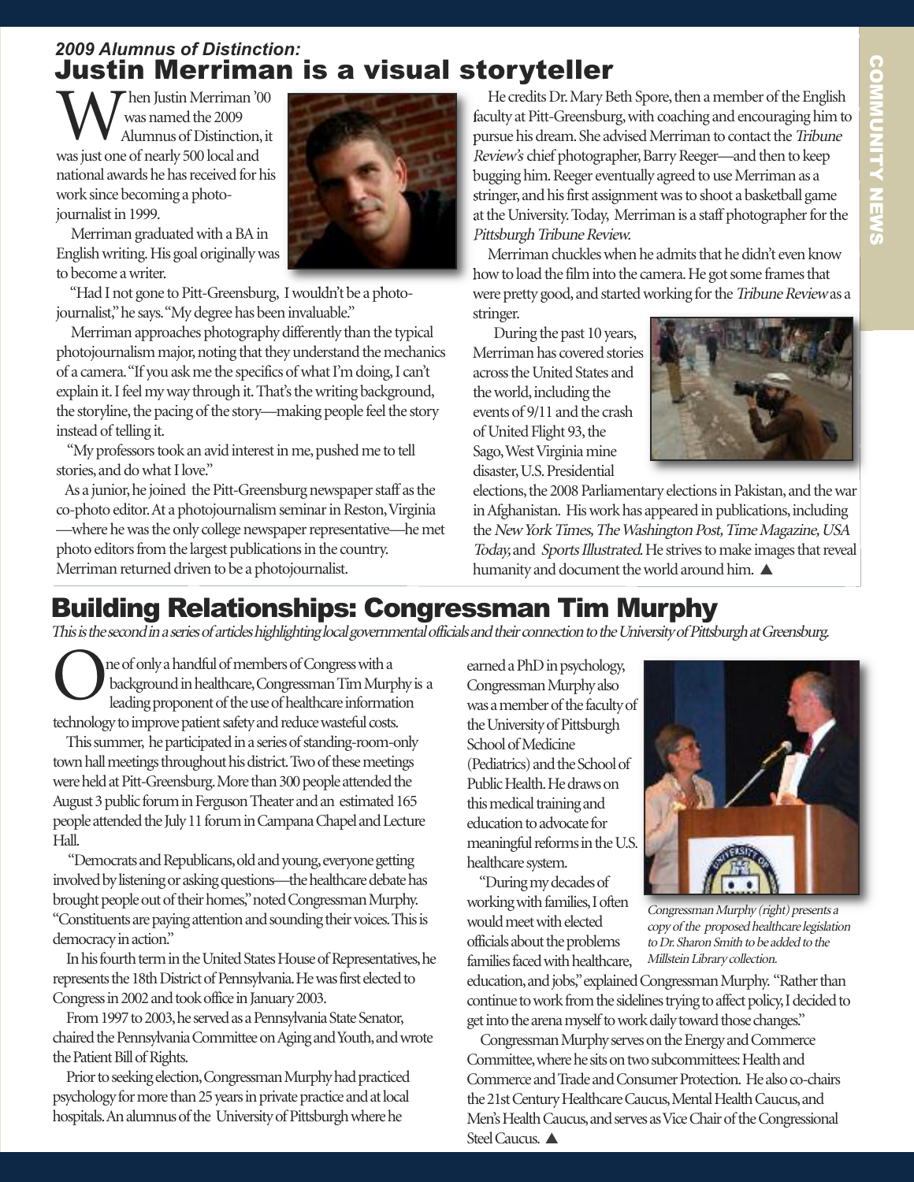## *2009 Alumnus of Distinction:*

# Justin Merriman is a visual storyteller

When Justin Merriman '00 was named the 2009 Alumnus of Distinction, it was just one of nearly 500 local and national awards he has received for his work since becoming a photojournalist in 1999.

Merriman graduated with a BA in English writing. His goal originally was to become a writer.

"Had I not gone to Pitt-Greensburg, I wouldn't be a photojournalist," he says. "My degree has been invaluable."

Merriman approaches photography differently than the typical photojournalism major, noting that they understand the mechanics of a camera. "If you ask me the specifics of what I'm doing, I can't explain it. I feel my way through it. That's the writing background, the storyline, the pacing of the story—making people feel the story instead of telling it.

"My professors took an avid interest in me, pushed me to tell stories, and do what I love."

As a junior, he joined the Pitt-Greensburg newspaper staff as the co-photo editor. At a photojournalism seminar in Reston, Virginia—where he was the only college newspaper representative—he met photo editors from the largest publications in the country. Merriman returned driven to be a photojournalist.

He credits Dr. Mary Beth Spore, then a member of the English faculty at Pitt-Greensburg, with coaching and encouraging him to pursue his dream. She advised Merriman to contact the *Tribune Review's* chief photographer, Barry Reeger—and then to keep bugging him. Reeger eventually agreed to use Merriman as a stringer, and his first assignment was to shoot a basketball game at the University. Today, Merriman is a staff photographer for the *Pittsburgh Tribune Review.*

Merriman chuckles when he admits that he didn't even know how to load the film into the camera. He got some frames that were pretty good, and started working for the *Tribune Review* as a stringer.

During the past 10 years, Merriman has covered stories across the United States and the world, including the events of 9/11 and the crash of United Flight 93, the Sago, West Virginia mine disaster, U.S. Presidential elections, the 2008 Parliamentary elections in Pakistan, and the war in Afghanistan. His work has appeared in publications, including the *New York Times, The Washington Post, Time Magazine, USA Today,* and *Sports Illustrated.* He strives to make images that reveal humanity and document the world around him. ▲

# Building Relationships: Congressman Tim Murphy

*This is the second in a series of articles highlighting local governmental officials and their connection to the University of Pittsburgh at Greensburg.*

One of only a handful of members of Congress with a background in healthcare, Congressman Tim Murphy is a leading proponent of the use of healthcare information technology to improve patient safety and reduce wasteful costs.

This summer, he participated in a series of standing-room-only town hall meetings throughout his district. Two of these meetings were held at Pitt-Greensburg. More than 300 people attended the August 3 public forum in Ferguson Theater and an estimated 165 people attended the July 11 forum in Campana Chapel and Lecture Hall.

"Democrats and Republicans, old and young, everyone getting involved by listening or asking questions—the healthcare debate has brought people out of their homes," noted Congressman Murphy. "Constituents are paying attention and sounding their voices. This is democracy in action."

In his fourth term in the United States House of Representatives, he represents the 18th District of Pennsylvania. He was first elected to Congress in 2002 and took office in January 2003.

From 1997 to 2003, he served as a Pennsylvania State Senator, chaired the Pennsylvania Committee on Aging and Youth, and wrote the Patient Bill of Rights.

Prior to seeking election, Congressman Murphy had practiced psychology for more than 25 years in private practice and at local hospitals. An alumnus of the University of Pittsburgh where he earned a PhD in psychology, Congressman Murphy also was a member of the faculty of the University of Pittsburgh School of Medicine (Pediatrics) and the School of Public Health. He draws on this medical training and education to advocate for meaningful reforms in the U.S. healthcare system.

*Congressman Murphy (right) presents a copy of the proposed healthcare legislation to Dr. Sharon Smith to be added to the Millstein Library collection.*

"During my decades of working with families, I often would meet with elected officials about the problems families faced with healthcare, education, and jobs," explained Congressman Murphy. "Rather than continue to work from the sidelines trying to affect policy, I decided to get into the arena myself to work daily toward those changes."

Congressman Murphy serves on the Energy and Commerce Committee, where he sits on two subcommittees: Health and Commerce and Trade and Consumer Protection. He also co-chairs the 21st Century Healthcare Caucus, Mental Health Caucus, and Men's Health Caucus, and serves as Vice Chair of the Congressional Steel Caucus. ▲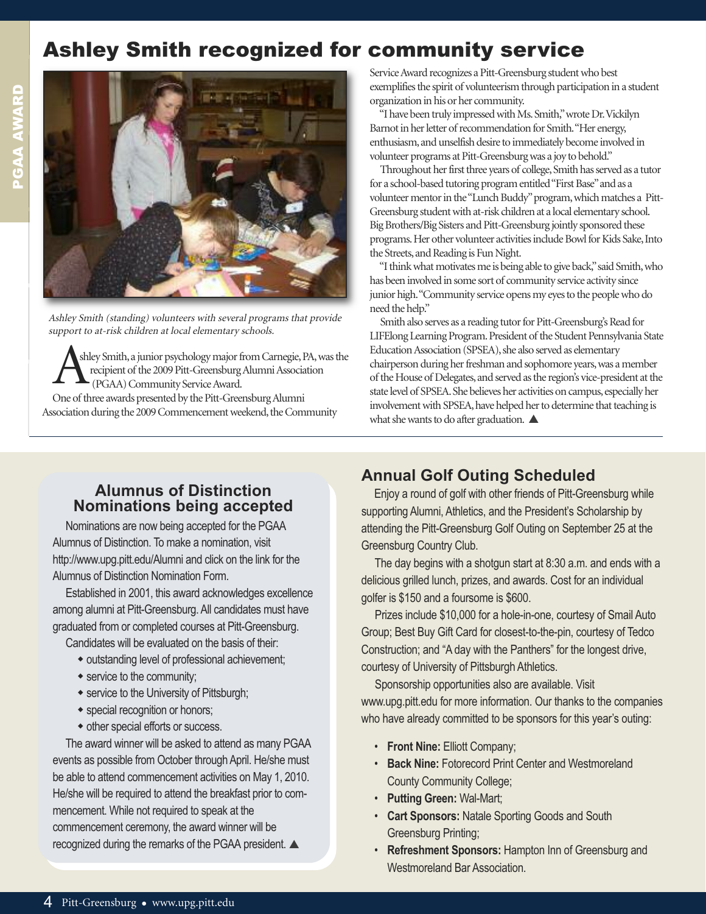# Ashley Smith recognized for community service

*Ashley Smith (standing) volunteers with several programs that provide support to at-risk children at local elementary schools.*

Ashley Smith, a junior psychology major from Carnegie, PA, was the recipient of the 2009 Pitt-Greensburg Alumni Association (PGAA) Community Service Award.

One of three awards presented by the Pitt-Greensburg Alumni Association during the 2009 Commencement weekend, the Community Service Award recognizes a Pitt-Greensburg student who best exemplifies the spirit of volunteerism through participation in a student organization in his or her community.

"I have been truly impressed with Ms. Smith," wrote Dr. Vickilyn Barnot in her letter of recommendation for Smith. "Her energy, enthusiasm, and unselfish desire to immediately become involved in volunteer programs at Pitt-Greensburg was a joy to behold."

Throughout her first three years of college, Smith has served as a tutor for a school-based tutoring program entitled "First Base" and as a volunteer mentor in the "Lunch Buddy" program, which matches a Pitt-Greensburg student with at-risk children at a local elementary school. Big Brothers/Big Sisters and Pitt-Greensburg jointly sponsored these programs. Her other volunteer activities include Bowl for Kids Sake, Into the Streets, and Reading is Fun Night.

"I think what motivates me is being able to give back," said Smith, who has been involved in some sort of community service activity since junior high. "Community service opens my eyes to the people who do need the help."

Smith also serves as a reading tutor for Pitt-Greensburg's Read for LIFElong Learning Program. President of the Student Pennsylvania State Education Association (SPSEA), she also served as elementary chairperson during her freshman and sophomore years, was a member of the House of Delegates, and served as the region's vice-president at the state level of SPSEA. She believes her activities on campus, especially her involvement with SPSEA, have helped her to determine that teaching is what she wants to do after graduation. ▲

## Alumnus of Distinction Nominations being accepted

Nominations are now being accepted for the PGAA Alumnus of Distinction. To make a nomination, visit http://www.upg.pitt.edu/Alumni and click on the link for the Alumnus of Distinction Nomination Form.

Established in 2001, this award acknowledges excellence among alumni at Pitt-Greensburg. All candidates must have graduated from or completed courses at Pitt-Greensburg.

Candidates will be evaluated on the basis of their:

- outstanding level of professional achievement;
- service to the community;
- service to the University of Pittsburgh;
- special recognition or honors;
- other special efforts or success.

The award winner will be asked to attend as many PGAA events as possible from October through April. He/she must be able to attend commencement activities on May 1, 2010. He/she will be required to attend the breakfast prior to commencement. While not required to speak at the commencement ceremony, the award winner will be recognized during the remarks of the PGAA president. ▲

## Annual Golf Outing Scheduled

Enjoy a round of golf with other friends of Pitt-Greensburg while supporting Alumni, Athletics, and the President's Scholarship by attending the Pitt-Greensburg Golf Outing on September 25 at the Greensburg Country Club.

The day begins with a shotgun start at 8:30 a.m. and ends with a delicious grilled lunch, prizes, and awards. Cost for an individual golfer is $150 and a foursome is $600.

Prizes include $10,000 for a hole-in-one, courtesy of Smail Auto Group; Best Buy Gift Card for closest-to-the-pin, courtesy of Tedco Construction; and "A day with the Panthers" for the longest drive, courtesy of University of Pittsburgh Athletics.

Sponsorship opportunities also are available. Visit www.upg.pitt.edu for more information. Our thanks to the companies who have already committed to be sponsors for this year's outing:

- **Front Nine:** Elliott Company;
- **Back Nine:** Fotorecord Print Center and Westmoreland County Community College;
- **Putting Green:** Wal-Mart;
- **Cart Sponsors:** Natale Sporting Goods and South Greensburg Printing;
- **Refreshment Sponsors:** Hampton Inn of Greensburg and Westmoreland Bar Association.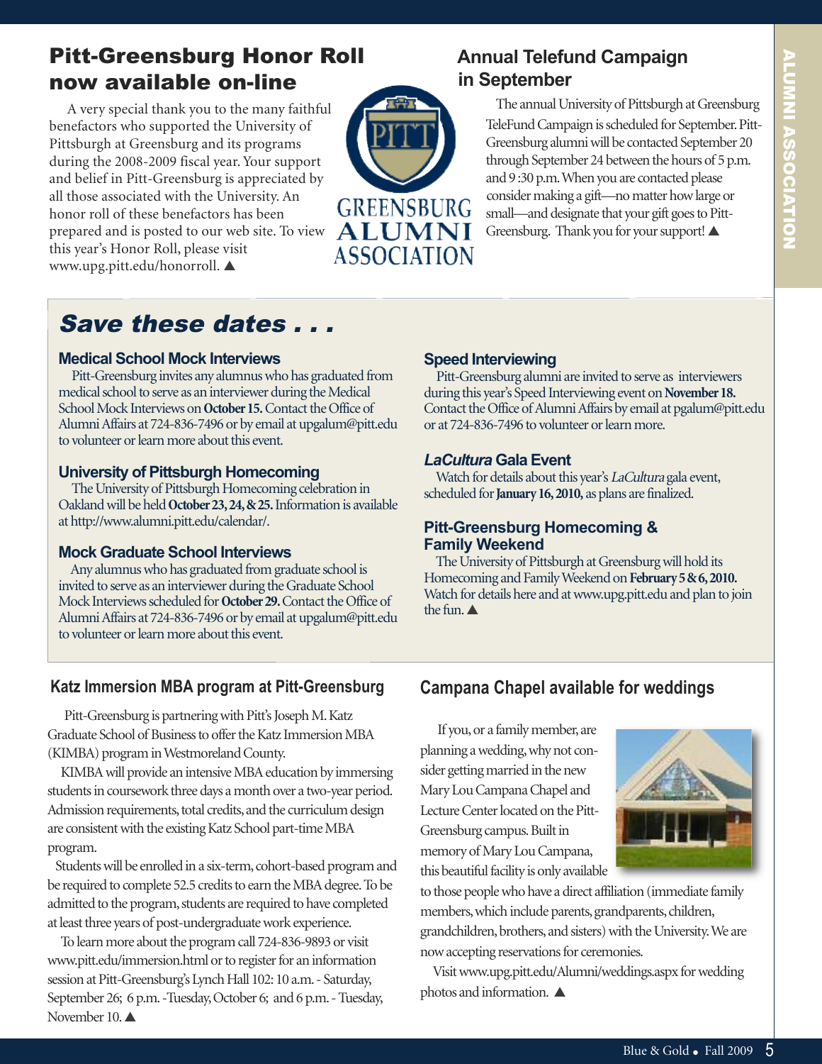## Pitt-Greensburg Honor Roll now available on-line

A very special thank you to the many faithful benefactors who supported the University of Pittsburgh at Greensburg and its programs during the 2008-2009 fiscal year. Your support and belief in Pitt-Greensburg is appreciated by all those associated with the University. An honor roll of these benefactors has been prepared and is posted to our web site. To view this year's Honor Roll, please visit www.upg.pitt.edu/honorroll. ▲

## Annual Telefund Campaign in September

The annual University of Pittsburgh at Greensburg TeleFund Campaign is scheduled for September. Pitt-Greensburg alumni will be contacted September 20 through September 24 between the hours of 5 p.m. and 9 :30 p.m. When you are contacted please consider making a gift—no matter how large or small—and designate that your gift goes to Pitt-Greensburg. Thank you for your support! ▲

## *Save these dates . . .*

### Medical School Mock Interviews

Pitt-Greensburg invites any alumnus who has graduated from medical school to serve as an interviewer during the Medical School Mock Interviews on **October 15.** Contact the Office of Alumni Affairs at 724-836-7496 or by email at upgalum@pitt.edu to volunteer or learn more about this event.

### University of Pittsburgh Homecoming

The University of Pittsburgh Homecoming celebration in Oakland will be held **October 23, 24, & 25.** Information is available at http://www.alumni.pitt.edu/calendar/.

### Mock Graduate School Interviews

Any alumnus who has graduated from graduate school is invited to serve as an interviewer during the Graduate School Mock Interviews scheduled for **October 29.** Contact the Office of Alumni Affairs at 724-836-7496 or by email at upgalum@pitt.edu to volunteer or learn more about this event.

### Speed Interviewing

Pitt-Greensburg alumni are invited to serve as interviewers during this year's Speed Interviewing event on **November 18.** Contact the Office of Alumni Affairs by email at pgalum@pitt.edu or at 724-836-7496 to volunteer or learn more.

### *LaCultura* Gala Event

Watch for details about this year's *LaCultura* gala event, scheduled for **January 16, 2010,** as plans are finalized.

### Pitt-Greensburg Homecoming & Family Weekend

The University of Pittsburgh at Greensburg will hold its Homecoming and Family Weekend on **February 5 & 6, 2010.** Watch for details here and at www.upg.pitt.edu and plan to join the fun. ▲

## Katz Immersion MBA program at Pitt-Greensburg

Pitt-Greensburg is partnering with Pitt's Joseph M. Katz Graduate School of Business to offer the Katz Immersion MBA (KIMBA) program in Westmoreland County.

KIMBA will provide an intensive MBA education by immersing students in coursework three days a month over a two-year period. Admission requirements, total credits, and the curriculum design are consistent with the existing Katz School part-time MBA program.

Students will be enrolled in a six-term, cohort-based program and be required to complete 52.5 credits to earn the MBA degree. To be admitted to the program, students are required to have completed at least three years of post-undergraduate work experience.

To learn more about the program call 724-836-9893 or visit www.pitt.edu/immersion.html or to register for an information session at Pitt-Greensburg's Lynch Hall 102: 10 a.m. - Saturday, September 26; 6 p.m. -Tuesday, October 6; and 6 p.m. - Tuesday, November 10. ▲

## Campana Chapel available for weddings

If you, or a family member, are planning a wedding, why not consider getting married in the new Mary Lou Campana Chapel and Lecture Center located on the Pitt-Greensburg campus. Built in memory of Mary Lou Campana, this beautiful facility is only available to those people who have a direct affiliation (immediate family members, which include parents, grandparents, children, grandchildren, brothers, and sisters) with the University. We are now accepting reservations for ceremonies.

Visit www.upg.pitt.edu/Alumni/weddings.aspx for wedding photos and information. ▲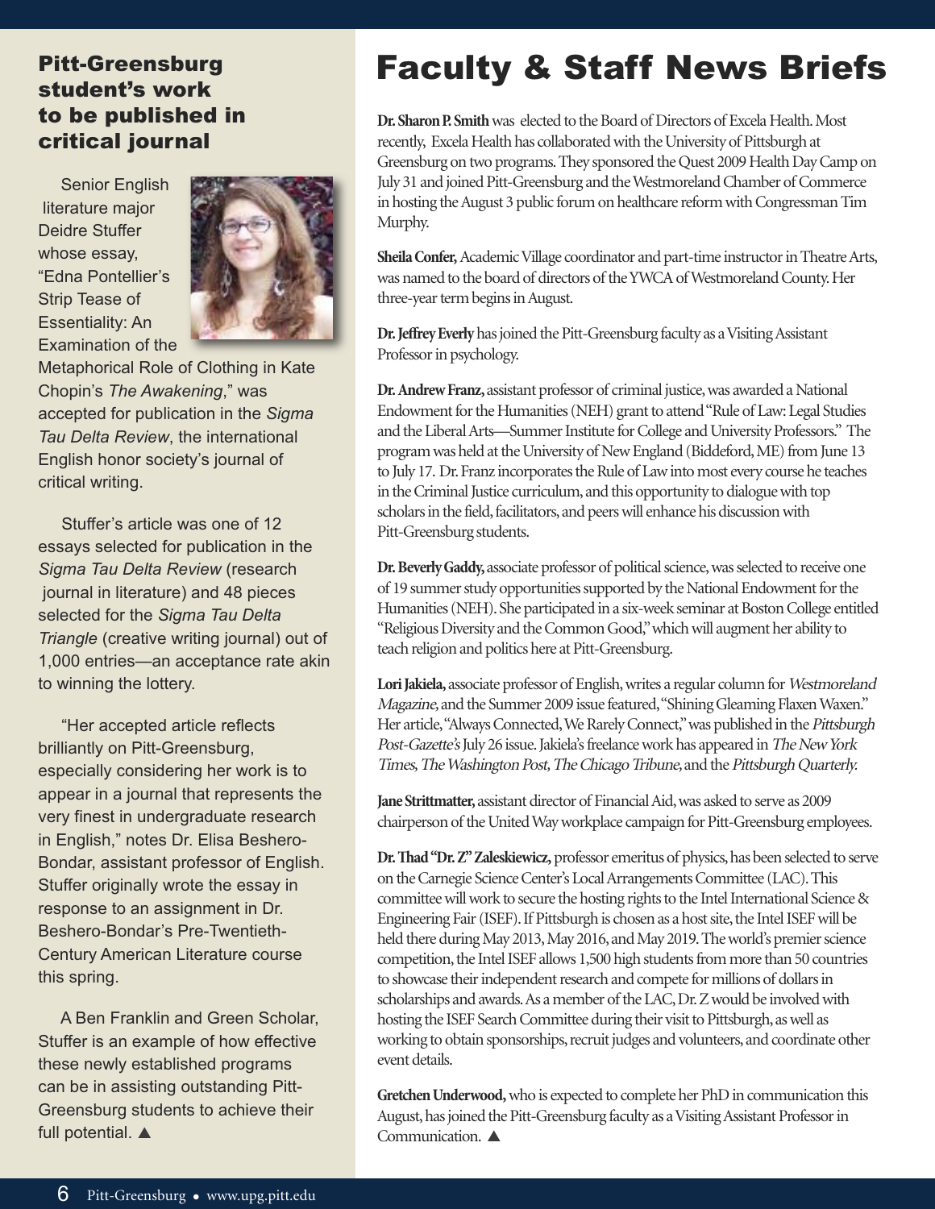## Pitt-Greensburg student's work to be published in critical journal

Senior English literature major Deidre Stuffer whose essay, "Edna Pontellier's Strip Tease of Essentiality: An Examination of the Metaphorical Role of Clothing in Kate Chopin's *The Awakening*," was accepted for publication in the *Sigma Tau Delta Review*, the international English honor society's journal of critical writing.

Stuffer's article was one of 12 essays selected for publication in the *Sigma Tau Delta Review* (research journal in literature) and 48 pieces selected for the *Sigma Tau Delta Triangle* (creative writing journal) out of 1,000 entries—an acceptance rate akin to winning the lottery.

"Her accepted article reflects brilliantly on Pitt-Greensburg, especially considering her work is to appear in a journal that represents the very finest in undergraduate research in English," notes Dr. Elisa Beshero-Bondar, assistant professor of English. Stuffer originally wrote the essay in response to an assignment in Dr. Beshero-Bondar's Pre-Twentieth-Century American Literature course this spring.

A Ben Franklin and Green Scholar, Stuffer is an example of how effective these newly established programs can be in assisting outstanding Pitt-Greensburg students to achieve their full potential. ▲

# Faculty & Staff News Briefs

**Dr. Sharon P. Smith** was elected to the Board of Directors of Excela Health. Most recently, Excela Health has collaborated with the University of Pittsburgh at Greensburg on two programs. They sponsored the Quest 2009 Health Day Camp on July 31 and joined Pitt-Greensburg and the Westmoreland Chamber of Commerce in hosting the August 3 public forum on healthcare reform with Congressman Tim Murphy.

**Sheila Confer,** Academic Village coordinator and part-time instructor in Theatre Arts, was named to the board of directors of the YWCA of Westmoreland County. Her three-year term begins in August.

**Dr. Jeffrey Everly** has joined the Pitt-Greensburg faculty as a Visiting Assistant Professor in psychology.

**Dr. Andrew Franz,** assistant professor of criminal justice, was awarded a National Endowment for the Humanities (NEH) grant to attend "Rule of Law: Legal Studies and the Liberal Arts—Summer Institute for College and University Professors." The program was held at the University of New England (Biddeford, ME) from June 13 to July 17. Dr. Franz incorporates the Rule of Law into most every course he teaches in the Criminal Justice curriculum, and this opportunity to dialogue with top scholars in the field, facilitators, and peers will enhance his discussion with Pitt-Greensburg students.

**Dr. Beverly Gaddy,** associate professor of political science, was selected to receive one of 19 summer study opportunities supported by the National Endowment for the Humanities (NEH). She participated in a six-week seminar at Boston College entitled "Religious Diversity and the Common Good," which will augment her ability to teach religion and politics here at Pitt-Greensburg.

**Lori Jakiela,** associate professor of English, writes a regular column for *Westmoreland Magazine,* and the Summer 2009 issue featured, "Shining Gleaming Flaxen Waxen." Her article, "Always Connected, We Rarely Connect," was published in the *Pittsburgh Post-Gazette's* July 26 issue. Jakiela's freelance work has appeared in *The New York Times, The Washington Post, The Chicago Tribune,* and the *Pittsburgh Quarterly.*

**Jane Strittmatter,** assistant director of Financial Aid, was asked to serve as 2009 chairperson of the United Way workplace campaign for Pitt-Greensburg employees.

**Dr. Thad "Dr. Z" Zaleskiewicz,** professor emeritus of physics, has been selected to serve on the Carnegie Science Center's Local Arrangements Committee (LAC). This committee will work to secure the hosting rights to the Intel International Science & Engineering Fair (ISEF). If Pittsburgh is chosen as a host site, the Intel ISEF will be held there during May 2013, May 2016, and May 2019. The world's premier science competition, the Intel ISEF allows 1,500 high students from more than 50 countries to showcase their independent research and compete for millions of dollars in scholarships and awards. As a member of the LAC, Dr. Z would be involved with hosting the ISEF Search Committee during their visit to Pittsburgh, as well as working to obtain sponsorships, recruit judges and volunteers, and coordinate other event details.

**Gretchen Underwood,** who is expected to complete her PhD in communication this August, has joined the Pitt-Greensburg faculty as a Visiting Assistant Professor in Communication. ▲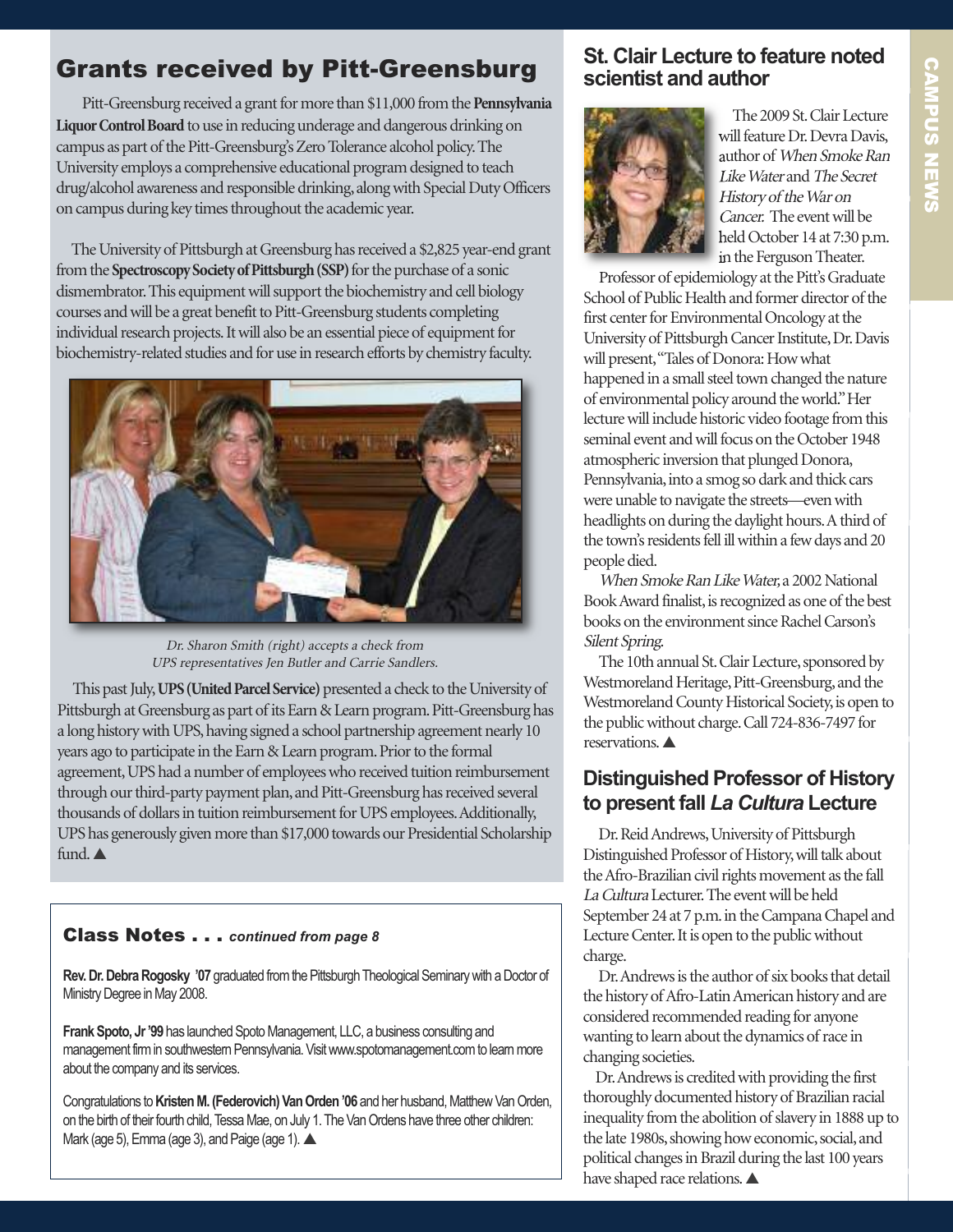## Grants received by Pitt-Greensburg

Pitt-Greensburg received a grant for more than $11,000 from the **Pennsylvania Liquor Control Board** to use in reducing underage and dangerous drinking on campus as part of the Pitt-Greensburg's Zero Tolerance alcohol policy. The University employs a comprehensive educational program designed to teach drug/alcohol awareness and responsible drinking, along with Special Duty Officers on campus during key times throughout the academic year.

The University of Pittsburgh at Greensburg has received a $2,825 year-end grant from the **Spectroscopy Society of Pittsburgh (SSP)** for the purchase of a sonic dismembrator. This equipment will support the biochemistry and cell biology courses and will be a great benefit to Pitt-Greensburg students completing individual research projects. It will also be an essential piece of equipment for biochemistry-related studies and for use in research efforts by chemistry faculty.

*Dr. Sharon Smith (right) accepts a check from UPS representatives Jen Butler and Carrie Sandlers.*

This past July, **UPS (United Parcel Service)** presented a check to the University of Pittsburgh at Greensburg as part of its Earn & Learn program. Pitt-Greensburg has a long history with UPS, having signed a school partnership agreement nearly 10 years ago to participate in the Earn & Learn program. Prior to the formal agreement, UPS had a number of employees who received tuition reimbursement through our third-party payment plan, and Pitt-Greensburg has received several thousands of dollars in tuition reimbursement for UPS employees. Additionally, UPS has generously given more than $17,000 towards our Presidential Scholarship fund. ▲

### Class Notes . . . *continued from page 8*

**Rev. Dr. Debra Rogosky '07** graduated from the Pittsburgh Theological Seminary with a Doctor of Ministry Degree in May 2008.

**Frank Spoto, Jr '99** has launched Spoto Management, LLC, a business consulting and management firm in southwestern Pennsylvania. Visit www.spotomanagement.com to learn more about the company and its services.

Congratulations to **Kristen M. (Federovich) Van Orden '06** and her husband, Matthew Van Orden, on the birth of their fourth child, Tessa Mae, on July 1. The Van Ordens have three other children: Mark (age 5), Emma (age 3), and Paige (age 1). ▲

## St. Clair Lecture to feature noted scientist and author

The 2009 St. Clair Lecture will feature Dr. Devra Davis, author of *When Smoke Ran Like Water* and *The Secret History of the War on Cancer.* The event will be held October 14 at 7:30 p.m. in the Ferguson Theater.

Professor of epidemiology at the Pitt's Graduate School of Public Health and former director of the first center for Environmental Oncology at the University of Pittsburgh Cancer Institute, Dr. Davis will present, "Tales of Donora: How what happened in a small steel town changed the nature of environmental policy around the world." Her lecture will include historic video footage from this seminal event and will focus on the October 1948 atmospheric inversion that plunged Donora, Pennsylvania, into a smog so dark and thick cars were unable to navigate the streets—even with headlights on during the daylight hours. A third of the town's residents fell ill within a few days and 20 people died.

*When Smoke Ran Like Water,* a 2002 National Book Award finalist, is recognized as one of the best books on the environment since Rachel Carson's *Silent Spring.*

The 10th annual St. Clair Lecture, sponsored by Westmoreland Heritage, Pitt-Greensburg, and the Westmoreland County Historical Society, is open to the public without charge. Call 724-836-7497 for reservations. ▲

## Distinguished Professor of History to present fall *La Cultura* Lecture

Dr. Reid Andrews, University of Pittsburgh Distinguished Professor of History, will talk about the Afro-Brazilian civil rights movement as the fall *La Cultura* Lecturer. The event will be held September 24 at 7 p.m. in the Campana Chapel and Lecture Center. It is open to the public without charge.

Dr. Andrews is the author of six books that detail the history of Afro-Latin American history and are considered recommended reading for anyone wanting to learn about the dynamics of race in changing societies.

Dr. Andrews is credited with providing the first thoroughly documented history of Brazilian racial inequality from the abolition of slavery in 1888 up to the late 1980s, showing how economic, social, and political changes in Brazil during the last 100 years have shaped race relations. ▲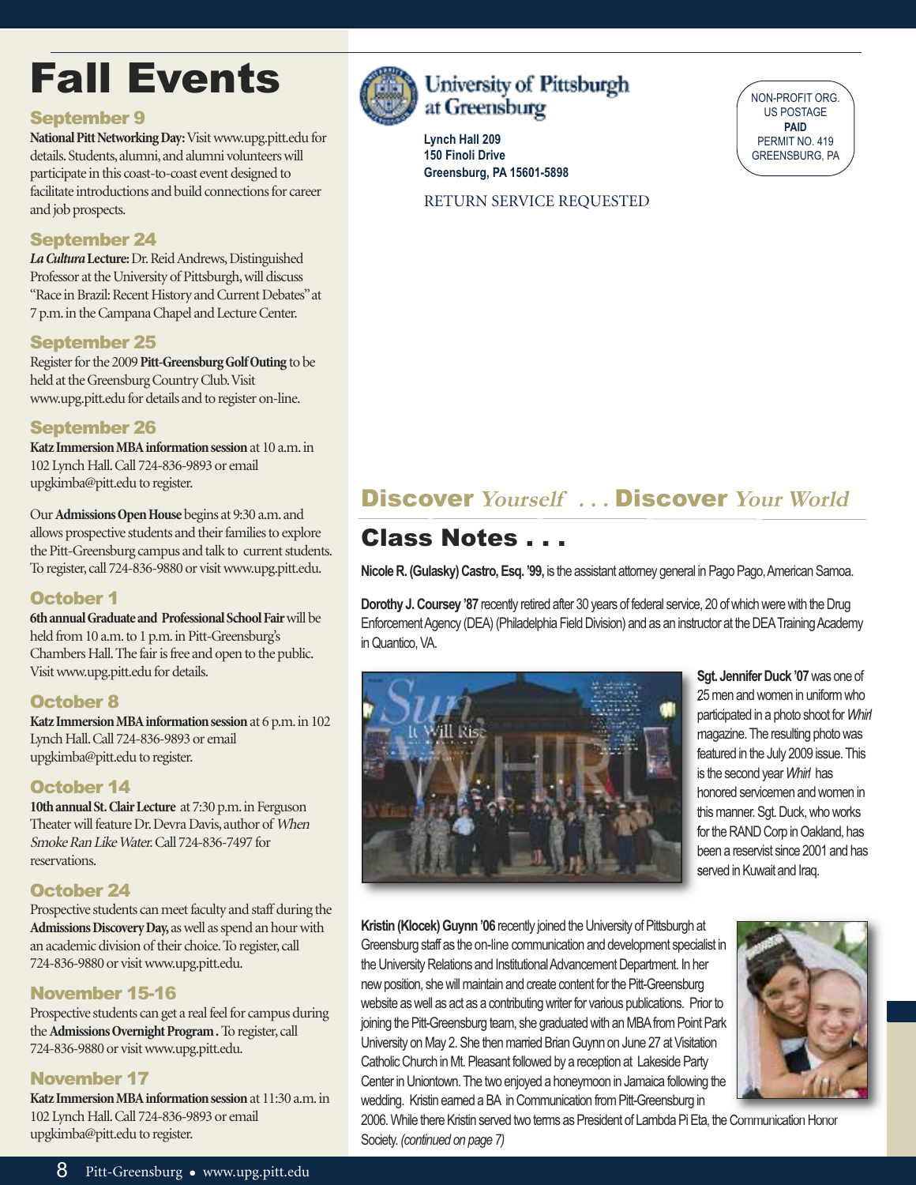# Fall Events

### September 9

**National Pitt Networking Day:** Visit www.upg.pitt.edu for details. Students, alumni, and alumni volunteers will participate in this coast-to-coast event designed to facilitate introductions and build connections for career and job prospects.

### September 24

***La Cultura* Lecture:** Dr. Reid Andrews, Distinguished Professor at the University of Pittsburgh, will discuss "Race in Brazil: Recent History and Current Debates" at 7 p.m. in the Campana Chapel and Lecture Center.

### September 25

Register for the 2009 **Pitt-Greensburg Golf Outing** to be held at the Greensburg Country Club. Visit www.upg.pitt.edu for details and to register on-line.

### September 26

**Katz Immersion MBA information session** at 10 a.m. in 102 Lynch Hall. Call 724-836-9893 or email upgkimba@pitt.edu to register.

Our **Admissions Open House** begins at 9:30 a.m. and allows prospective students and their families to explore the Pitt-Greensburg campus and talk to current students. To register, call 724-836-9880 or visit www.upg.pitt.edu.

### October 1

**6th annual Graduate and Professional School Fair** will be held from 10 a.m. to 1 p.m. in Pitt-Greensburg's Chambers Hall. The fair is free and open to the public. Visit www.upg.pitt.edu for details.

### October 8

**Katz Immersion MBA information session** at 6 p.m. in 102 Lynch Hall. Call 724-836-9893 or email upgkimba@pitt.edu to register.

### October 14

**10th annual St. Clair Lecture** at 7:30 p.m. in Ferguson Theater will feature Dr. Devra Davis, author of *When Smoke Ran Like Water.* Call 724-836-7497 for reservations.

### October 24

Prospective students can meet faculty and staff during the **Admissions Discovery Day,** as well as spend an hour with an academic division of their choice. To register, call 724-836-9880 or visit www.upg.pitt.edu.

### November 15-16

Prospective students can get a real feel for campus during the **Admissions Overnight Program .** To register, call 724-836-9880 or visit www.upg.pitt.edu.

### November 17

**Katz Immersion MBA information session** at 11:30 a.m. in 102 Lynch Hall. Call 724-836-9893 or email upgkimba@pitt.edu to register.

---

University of Pittsburgh at Greensburg

**Lynch Hall 209**
**150 Finoli Drive**
**Greensburg, PA 15601-5898**

RETURN SERVICE REQUESTED

NON-PROFIT ORG.
US POSTAGE
**PAID**
PERMIT NO. 419
GREENSBURG, PA

## Discover *Yourself* . . . Discover *Your World*

## Class Notes . . .

**Nicole R. (Gulasky) Castro, Esq. '99,** is the assistant attorney general in Pago Pago, American Samoa.

**Dorothy J. Coursey '87** recently retired after 30 years of federal service, 20 of which were with the Drug Enforcement Agency (DEA) (Philadelphia Field Division) and as an instructor at the DEA Training Academy in Quantico, VA.

**Sgt. Jennifer Duck '07** was one of 25 men and women in uniform who participated in a photo shoot for *Whirl* magazine. The resulting photo was featured in the July 2009 issue. This is the second year *Whirl* has honored servicemen and women in this manner. Sgt. Duck, who works for the RAND Corp in Oakland, has been a reservist since 2001 and has served in Kuwait and Iraq.

**Kristin (Klocek) Guynn '06** recently joined the University of Pittsburgh at Greensburg staff as the on-line communication and development specialist in the University Relations and Institutional Advancement Department. In her new position, she will maintain and create content for the Pitt-Greensburg website as well as act as a contributing writer for various publications. Prior to joining the Pitt-Greensburg team, she graduated with an MBA from Point Park University on May 2. She then married Brian Guynn on June 27 at Visitation Catholic Church in Mt. Pleasant followed by a reception at Lakeside Party Center in Uniontown. The two enjoyed a honeymoon in Jamaica following the wedding. Kristin earned a BA in Communication from Pitt-Greensburg in 2006. While there Kristin served two terms as President of Lambda Pi Eta, the Communication Honor Society. *(continued on page 7)*